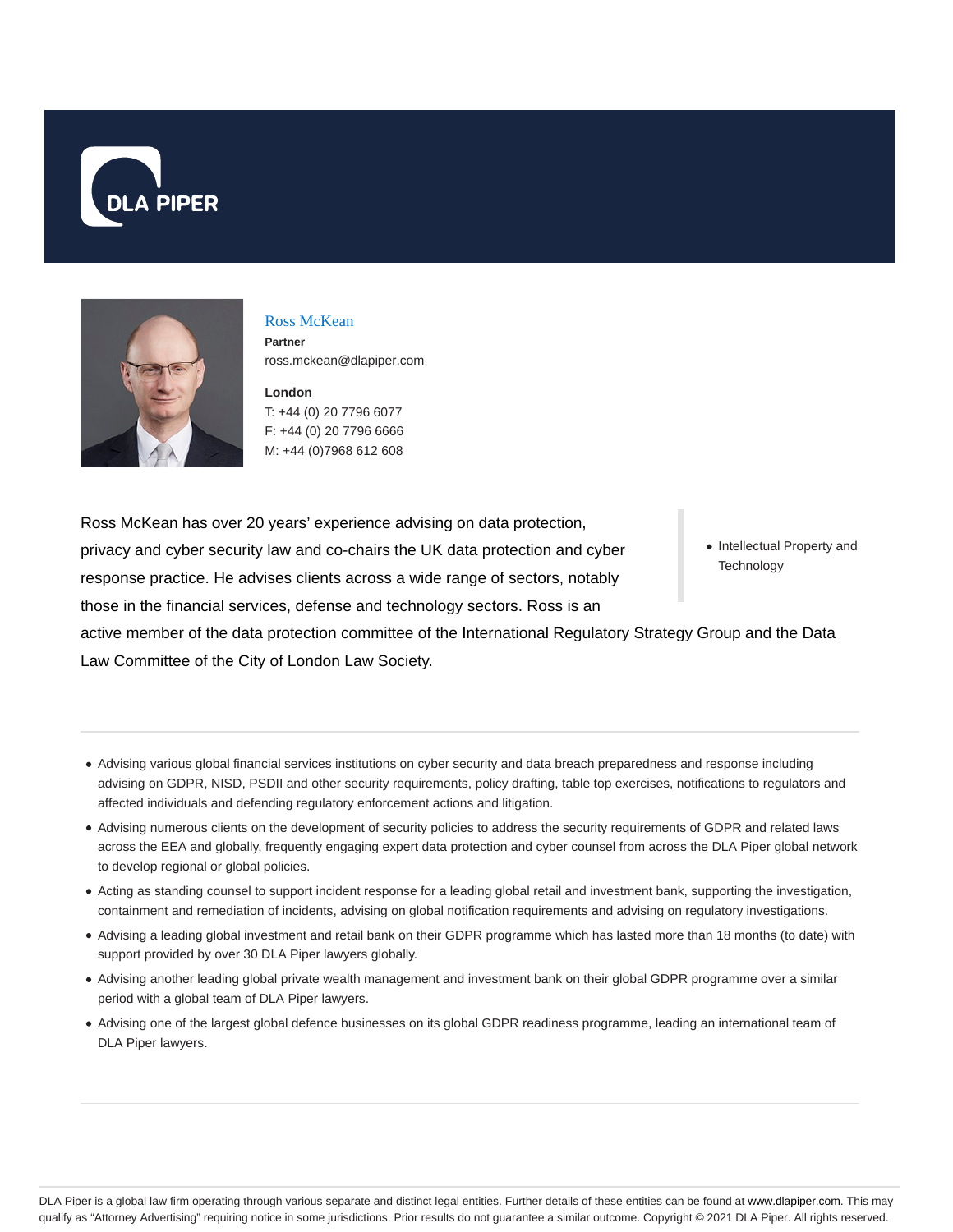DLA PIPER

## Ross McKean

**Partner**

ross.mckean@dlapiper.com

**London**

T: +44 (0) 20 7796 6077

F: +44 (0) 20 7796 6666

M: +44 (0)7968 612 608

Ross McKean has over 20 years' experience advising on data protection, privacy and cyber security law and co-chairs the UK data protection and cyber response practice. He advises clients across a wide range of sectors, notably those in the financial services, defense and technology sectors. Ross is an active member of the data protection committee of the International Regulatory Strategy Group and the Data Law Committee of the City of London Law Society.

- Intellectual Property and Technology

---

- Advising various global financial services institutions on cyber security and data breach preparedness and response including advising on GDPR, NISD, PSDII and other security requirements, policy drafting, table top exercises, notifications to regulators and affected individuals and defending regulatory enforcement actions and litigation.
- Advising numerous clients on the development of security policies to address the security requirements of GDPR and related laws across the EEA and globally, frequently engaging expert data protection and cyber counsel from across the DLA Piper global network to develop regional or global policies.
- Acting as standing counsel to support incident response for a leading global retail and investment bank, supporting the investigation, containment and remediation of incidents, advising on global notification requirements and advising on regulatory investigations.
- Advising a leading global investment and retail bank on their GDPR programme which has lasted more than 18 months (to date) with support provided by over 30 DLA Piper lawyers globally.
- Advising another leading global private wealth management and investment bank on their global GDPR programme over a similar period with a global team of DLA Piper lawyers.
- Advising one of the largest global defence businesses on its global GDPR readiness programme, leading an international team of DLA Piper lawyers.

---

DLA Piper is a global law firm operating through various separate and distinct legal entities. Further details of these entities can be found at www.dlapiper.com. This may qualify as "Attorney Advertising" requiring notice in some jurisdictions. Prior results do not guarantee a similar outcome. Copyright © 2021 DLA Piper. All rights reserved.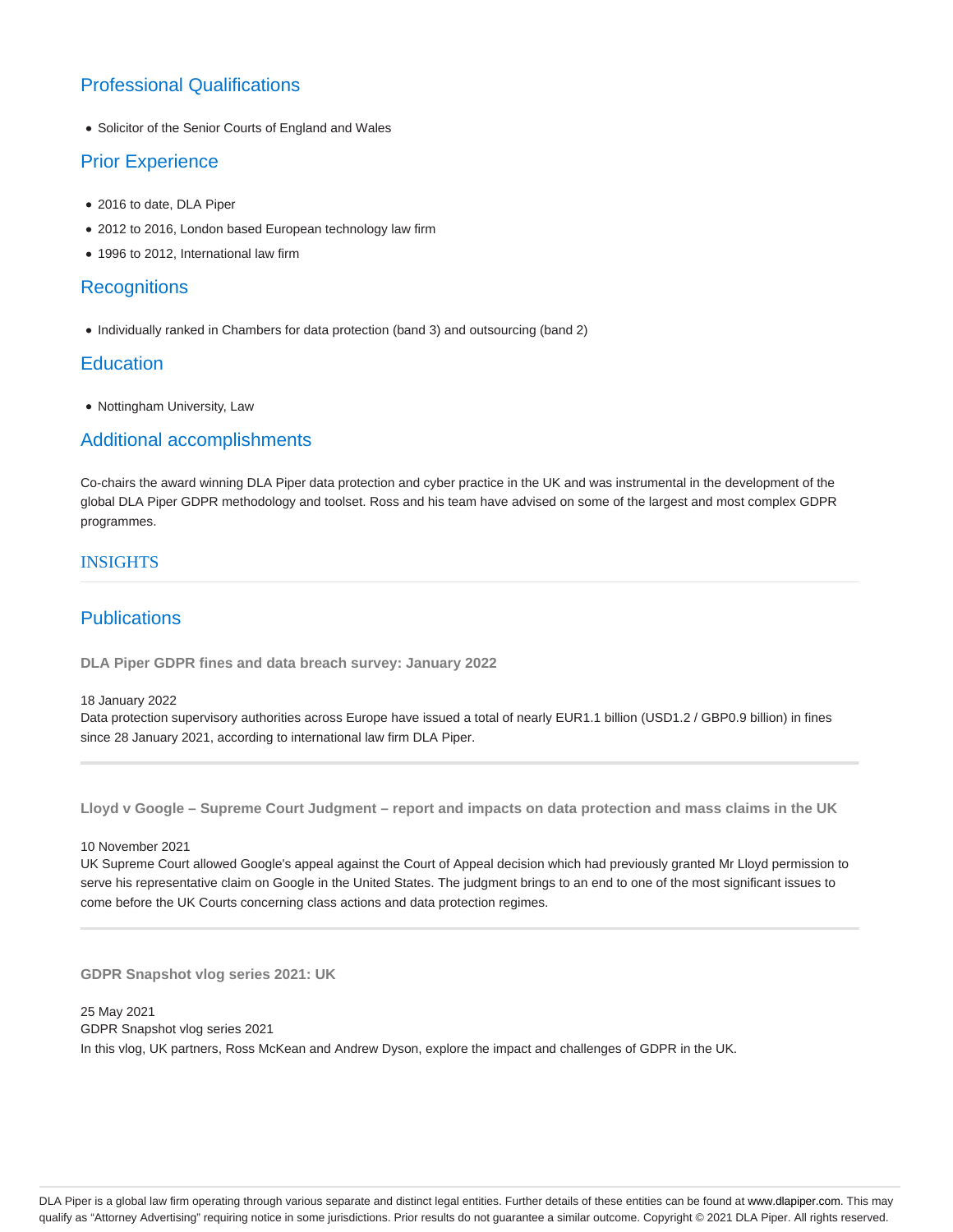## Professional Qualifications

- Solicitor of the Senior Courts of England and Wales

## Prior Experience

- 2016 to date, DLA Piper
- 2012 to 2016, London based European technology law firm
- 1996 to 2012, International law firm

## Recognitions

- Individually ranked in Chambers for data protection (band 3) and outsourcing (band 2)

## Education

- Nottingham University, Law

## Additional accomplishments

Co-chairs the award winning DLA Piper data protection and cyber practice in the UK and was instrumental in the development of the global DLA Piper GDPR methodology and toolset. Ross and his team have advised on some of the largest and most complex GDPR programmes.

## INSIGHTS

## Publications

### DLA Piper GDPR fines and data breach survey: January 2022

18 January 2022
Data protection supervisory authorities across Europe have issued a total of nearly EUR1.1 billion (USD1.2 / GBP0.9 billion) in fines since 28 January 2021, according to international law firm DLA Piper.

---

### Lloyd v Google – Supreme Court Judgment – report and impacts on data protection and mass claims in the UK

10 November 2021
UK Supreme Court allowed Google's appeal against the Court of Appeal decision which had previously granted Mr Lloyd permission to serve his representative claim on Google in the United States. The judgment brings to an end to one of the most significant issues to come before the UK Courts concerning class actions and data protection regimes.

---

### GDPR Snapshot vlog series 2021: UK

25 May 2021
GDPR Snapshot vlog series 2021
In this vlog, UK partners, Ross McKean and Andrew Dyson, explore the impact and challenges of GDPR in the UK.

DLA Piper is a global law firm operating through various separate and distinct legal entities. Further details of these entities can be found at www.dlapiper.com. This may qualify as "Attorney Advertising" requiring notice in some jurisdictions. Prior results do not guarantee a similar outcome. Copyright © 2021 DLA Piper. All rights reserved.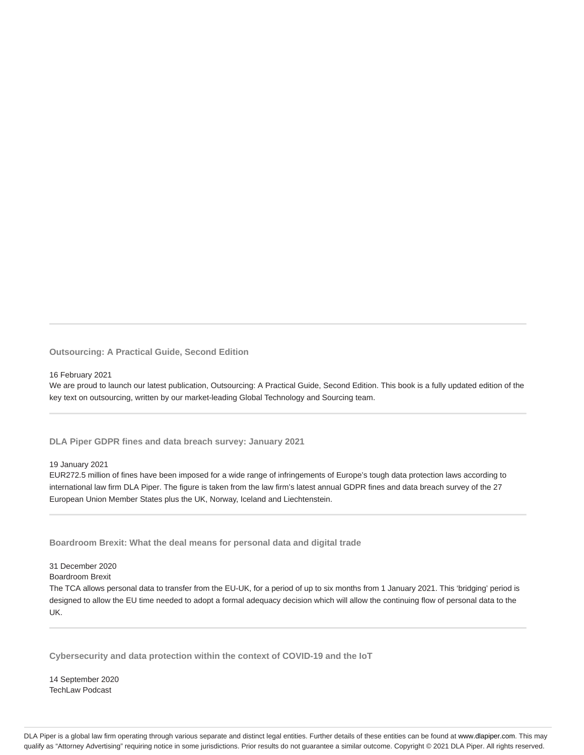### Outsourcing: A Practical Guide, Second Edition

16 February 2021

We are proud to launch our latest publication, Outsourcing: A Practical Guide, Second Edition. This book is a fully updated edition of the key text on outsourcing, written by our market-leading Global Technology and Sourcing team.

---

### DLA Piper GDPR fines and data breach survey: January 2021

19 January 2021

EUR272.5 million of fines have been imposed for a wide range of infringements of Europe's tough data protection laws according to international law firm DLA Piper. The figure is taken from the law firm's latest annual GDPR fines and data breach survey of the 27 European Union Member States plus the UK, Norway, Iceland and Liechtenstein.

---

### Boardroom Brexit: What the deal means for personal data and digital trade

31 December 2020

Boardroom Brexit

The TCA allows personal data to transfer from the EU-UK, for a period of up to six months from 1 January 2021. This 'bridging' period is designed to allow the EU time needed to adopt a formal adequacy decision which will allow the continuing flow of personal data to the UK.

---

### Cybersecurity and data protection within the context of COVID-19 and the IoT

14 September 2020

TechLaw Podcast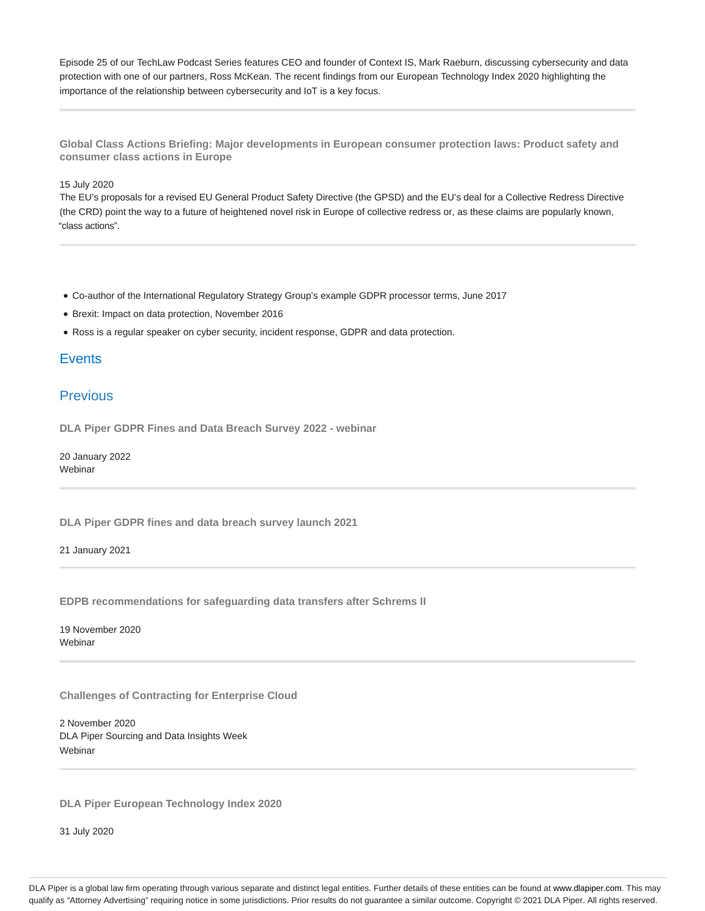Episode 25 of our TechLaw Podcast Series features CEO and founder of Context IS, Mark Raeburn, discussing cybersecurity and data protection with one of our partners, Ross McKean. The recent findings from our European Technology Index 2020 highlighting the importance of the relationship between cybersecurity and IoT is a key focus.

---

**Global Class Actions Briefing: Major developments in European consumer protection laws: Product safety and consumer class actions in Europe**

15 July 2020
The EU's proposals for a revised EU General Product Safety Directive (the GPSD) and the EU's deal for a Collective Redress Directive (the CRD) point the way to a future of heightened novel risk in Europe of collective redress or, as these claims are popularly known, "class actions".

---

- Co-author of the International Regulatory Strategy Group's example GDPR processor terms, June 2017
- Brexit: Impact on data protection, November 2016
- Ross is a regular speaker on cyber security, incident response, GDPR and data protection.

## Events

## Previous

**DLA Piper GDPR Fines and Data Breach Survey 2022 - webinar**

20 January 2022
Webinar

---

**DLA Piper GDPR fines and data breach survey launch 2021**

21 January 2021

---

**EDPB recommendations for safeguarding data transfers after Schrems II**

19 November 2020
Webinar

---

**Challenges of Contracting for Enterprise Cloud**

2 November 2020
DLA Piper Sourcing and Data Insights Week
Webinar

---

**DLA Piper European Technology Index 2020**

31 July 2020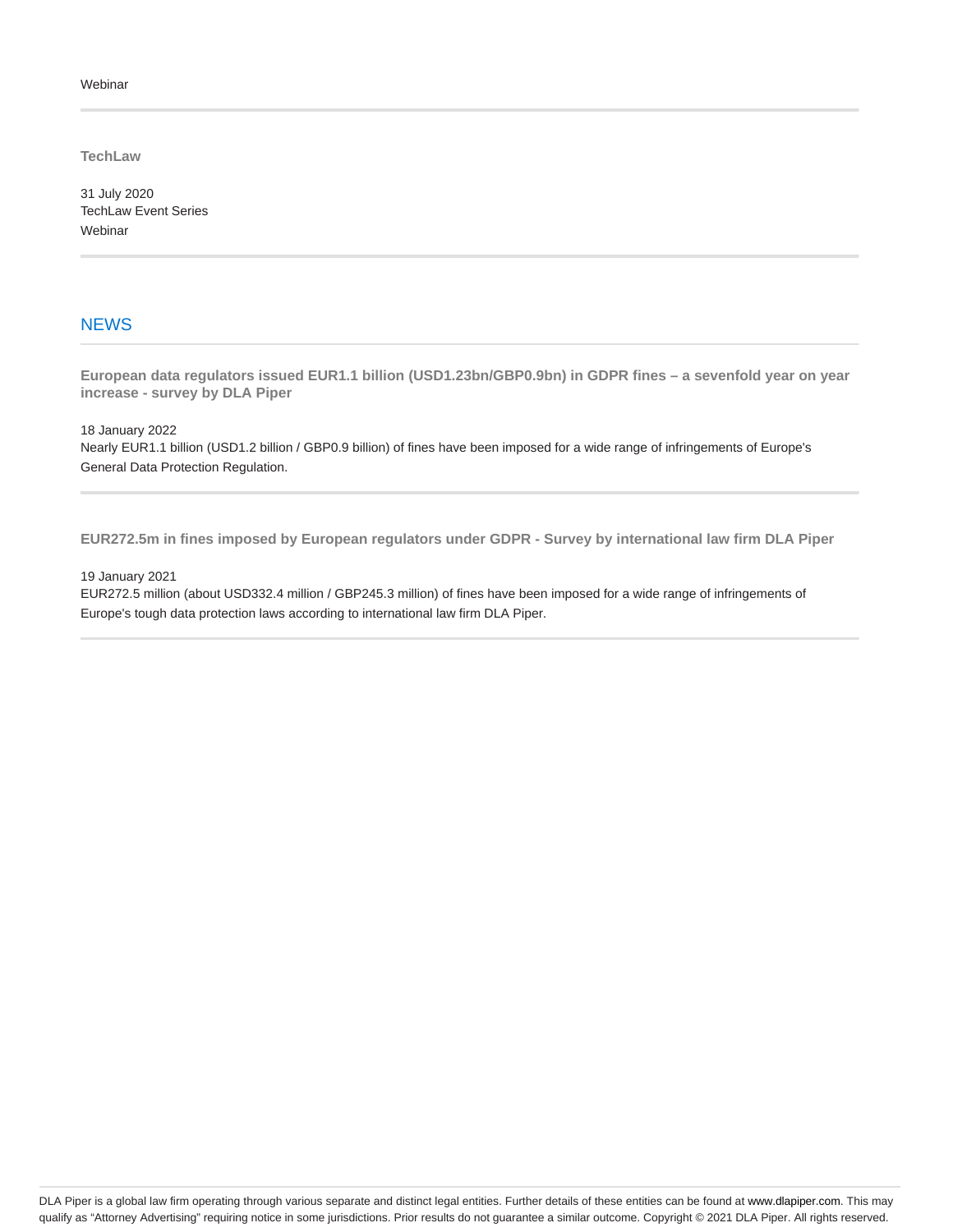Webinar

**TechLaw**

31 July 2020
TechLaw Event Series
Webinar

## NEWS

**European data regulators issued EUR1.1 billion (USD1.23bn/GBP0.9bn) in GDPR fines – a sevenfold year on year increase - survey by DLA Piper**

18 January 2022
Nearly EUR1.1 billion (USD1.2 billion / GBP0.9 billion) of fines have been imposed for a wide range of infringements of Europe's General Data Protection Regulation.

**EUR272.5m in fines imposed by European regulators under GDPR - Survey by international law firm DLA Piper**

19 January 2021
EUR272.5 million (about USD332.4 million / GBP245.3 million) of fines have been imposed for a wide range of infringements of Europe's tough data protection laws according to international law firm DLA Piper.

DLA Piper is a global law firm operating through various separate and distinct legal entities. Further details of these entities can be found at www.dlapiper.com. This may qualify as "Attorney Advertising" requiring notice in some jurisdictions. Prior results do not guarantee a similar outcome. Copyright © 2021 DLA Piper. All rights reserved.